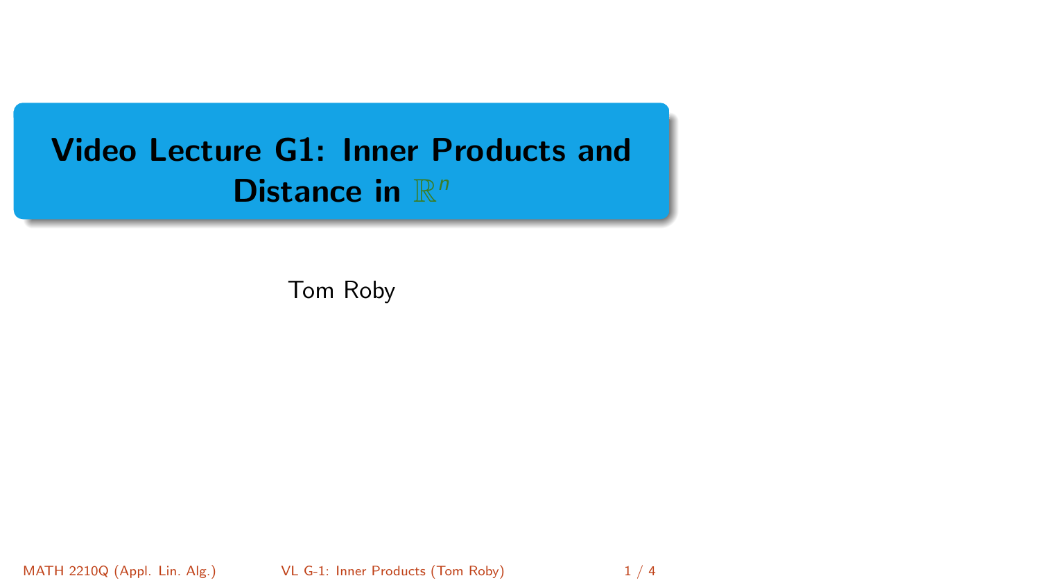# Video Lecture G1: Inner Products and Distance in $\mathbb{R}^n$

Tom Roby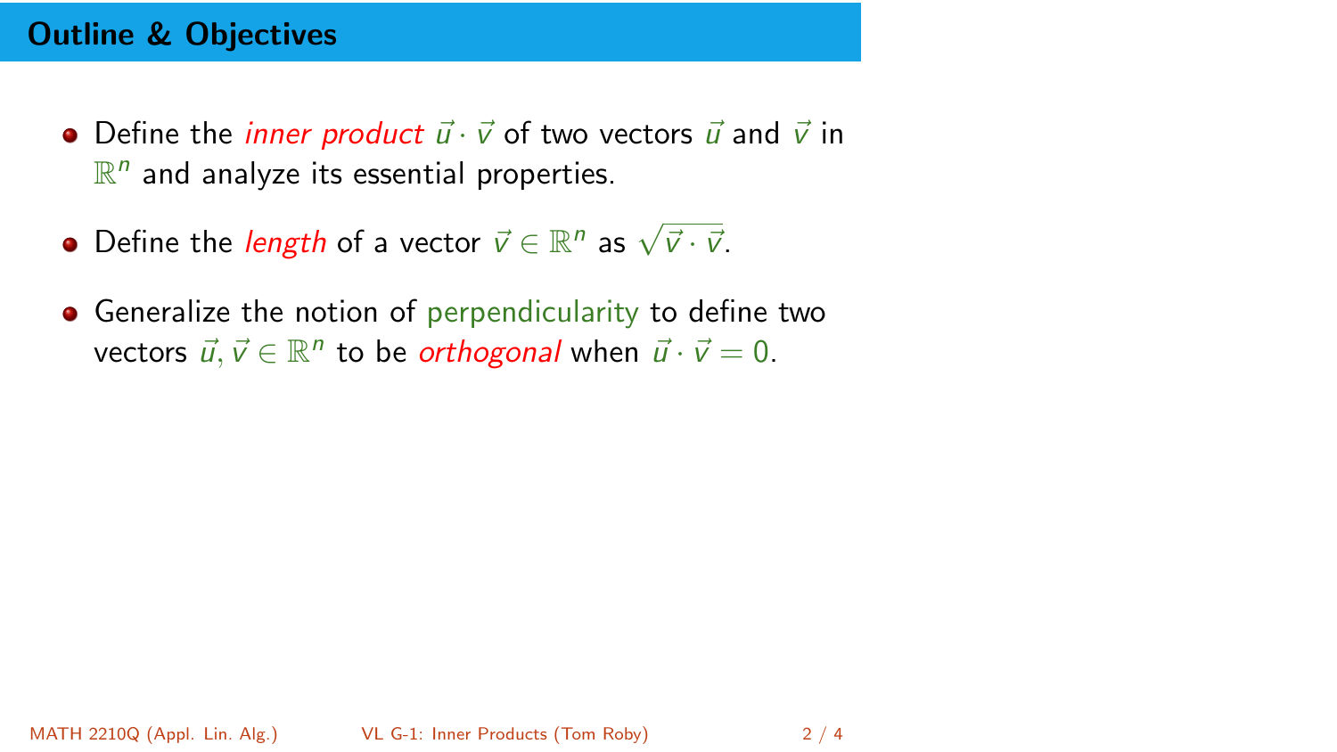## Outline & Objectives

- Define the *inner product* $\vec{u} \cdot \vec{v}$ of two vectors $\vec{u}$ and $\vec{v}$ in $\mathbb{R}^n$ and analyze its essential properties.
- Define the *length* of a vector $\vec{v} \in \mathbb{R}^n$ as $\sqrt{\vec{v} \cdot \vec{v}}$.
- Generalize the notion of perpendicularity to define two vectors $\vec{u}, \vec{v} \in \mathbb{R}^n$ to be *orthogonal* when $\vec{u} \cdot \vec{v} = 0$.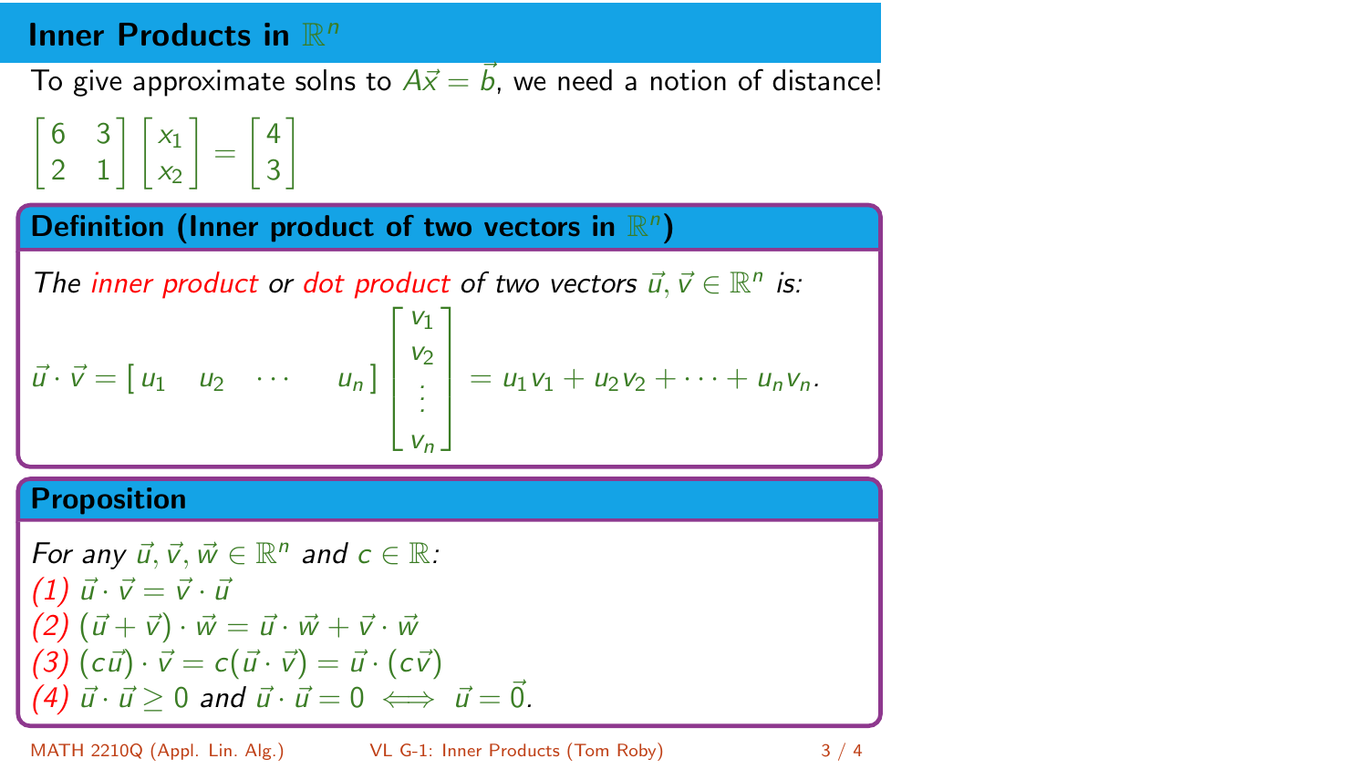# Inner Products in $\mathbb{R}^n$

To give approximate solns to $A\vec{x} = \vec{b}$, we need a notion of distance!

$$\begin{bmatrix} 6 & 3 \\ 2 & 1 \end{bmatrix} \begin{bmatrix} x_1 \\ x_2 \end{bmatrix} = \begin{bmatrix} 4 \\ 3 \end{bmatrix}$$

## Definition (Inner product of two vectors in $\mathbb{R}^n$)

*The inner product or dot product of two vectors $\vec{u}, \vec{v} \in \mathbb{R}^n$ is:*

$$\vec{u} \cdot \vec{v} = \begin{bmatrix} u_1 & u_2 & \cdots & u_n \end{bmatrix} \begin{bmatrix} v_1 \\ v_2 \\ \vdots \\ v_n \end{bmatrix} = u_1 v_1 + u_2 v_2 + \cdots + u_n v_n.$$

## Proposition

*For any $\vec{u}, \vec{v}, \vec{w} \in \mathbb{R}^n$ and $c \in \mathbb{R}$:*

*(1)* $\vec{u} \cdot \vec{v} = \vec{v} \cdot \vec{u}$

*(2)* $(\vec{u} + \vec{v}) \cdot \vec{w} = \vec{u} \cdot \vec{w} + \vec{v} \cdot \vec{w}$

*(3)* $(c\vec{u}) \cdot \vec{v} = c(\vec{u} \cdot \vec{v}) = \vec{u} \cdot (c\vec{v})$

*(4)* $\vec{u} \cdot \vec{u} \geq 0$ *and* $\vec{u} \cdot \vec{u} = 0 \iff \vec{u} = \vec{0}$.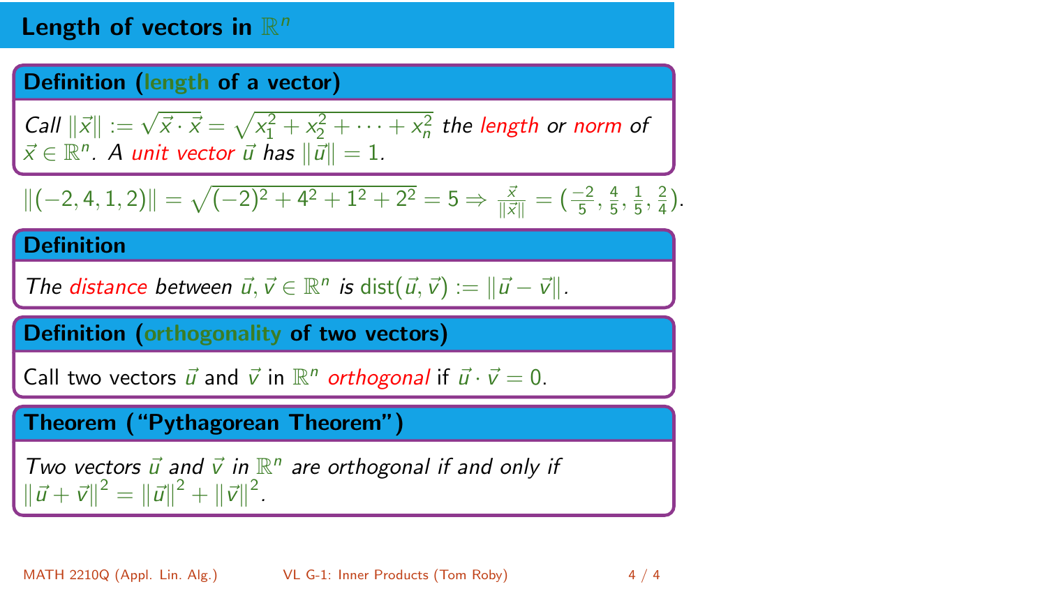# Length of vectors in $\mathbb{R}^n$

**Definition (length of a vector)**

*Call $\|\vec{x}\| := \sqrt{\vec{x} \cdot \vec{x}} = \sqrt{x_1^2 + x_2^2 + \cdots + x_n^2}$ the length or norm of $\vec{x} \in \mathbb{R}^n$. A unit vector $\vec{u}$ has $\|\vec{u}\| = 1$.*

$$\|(-2, 4, 1, 2)\| = \sqrt{(-2)^2 + 4^2 + 1^2 + 2^2} = 5 \Rightarrow \frac{\vec{x}}{\|\vec{x}\|} = \left(\frac{-2}{5}, \frac{4}{5}, \frac{1}{5}, \frac{2}{4}\right).$$

**Definition**

*The distance between $\vec{u}, \vec{v} \in \mathbb{R}^n$ is $\text{dist}(\vec{u}, \vec{v}) := \|\vec{u} - \vec{v}\|$.*

**Definition (orthogonality of two vectors)**

Call two vectors $\vec{u}$ and $\vec{v}$ in $\mathbb{R}^n$ *orthogonal* if $\vec{u} \cdot \vec{v} = 0$.

**Theorem ("Pythagorean Theorem")**

*Two vectors $\vec{u}$ and $\vec{v}$ in $\mathbb{R}^n$ are orthogonal if and only if $\|\vec{u} + \vec{v}\|^2 = \|\vec{u}\|^2 + \|\vec{v}\|^2$.*